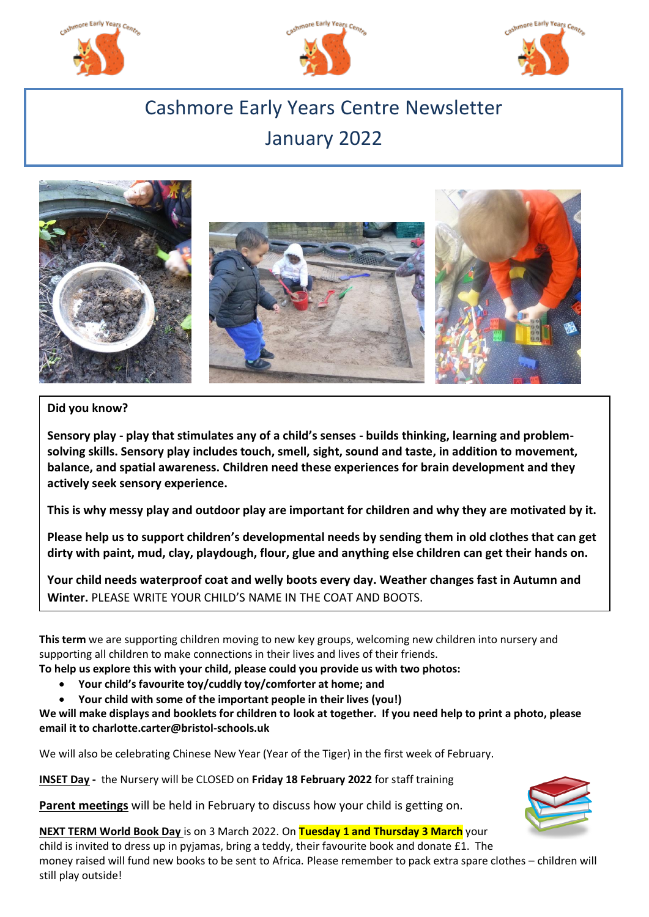# Cashmore Early Years Centre Newsletter
# January 2022

**Did you know?**

**Sensory play - play that stimulates any of a child's senses - builds thinking, learning and problem-solving skills. Sensory play includes touch, smell, sight, sound and taste, in addition to movement, balance, and spatial awareness. Children need these experiences for brain development and they actively seek sensory experience.**

**This is why messy play and outdoor play are important for children and why they are motivated by it.**

**Please help us to support children's developmental needs by sending them in old clothes that can get dirty with paint, mud, clay, playdough, flour, glue and anything else children can get their hands on.**

**Your child needs waterproof coat and welly boots every day. Weather changes fast in Autumn and Winter.** PLEASE WRITE YOUR CHILD'S NAME IN THE COAT AND BOOTS.

**This term** we are supporting children moving to new key groups, welcoming new children into nursery and supporting all children to make connections in their lives and lives of their friends.

**To help us explore this with your child, please could you provide us with two photos:**

- **Your child's favourite toy/cuddly toy/comforter at home; and**
- **Your child with some of the important people in their lives (you!)**

**We will make displays and booklets for children to look at together. If you need help to print a photo, please email it to charlotte.carter@bristol-schools.uk**

We will also be celebrating Chinese New Year (Year of the Tiger) in the first week of February.

**INSET Day -** the Nursery will be CLOSED on **Friday 18 February 2022** for staff training

**Parent meetings** will be held in February to discuss how your child is getting on.

**NEXT TERM World Book Day** is on 3 March 2022. On **Tuesday 1 and Thursday 3 March** your child is invited to dress up in pyjamas, bring a teddy, their favourite book and donate £1. The money raised will fund new books to be sent to Africa. Please remember to pack extra spare clothes – children will still play outside!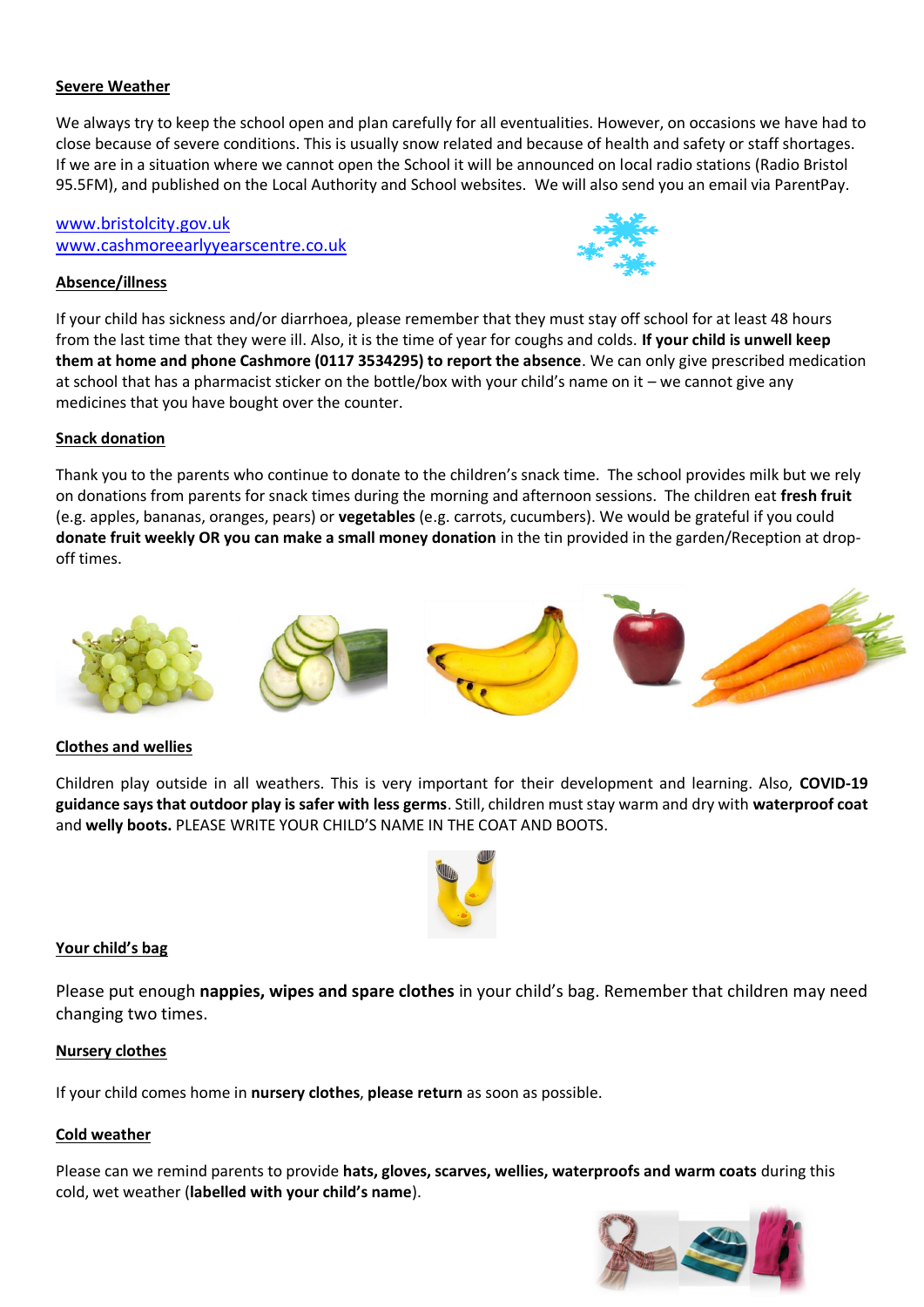## Severe Weather

We always try to keep the school open and plan carefully for all eventualities. However, on occasions we have had to close because of severe conditions. This is usually snow related and because of health and safety or staff shortages. If we are in a situation where we cannot open the School it will be announced on local radio stations (Radio Bristol 95.5FM), and published on the Local Authority and School websites. We will also send you an email via ParentPay.

[www.bristolcity.gov.uk](http://www.bristolcity.gov.uk)
[www.cashmoreearlyyearscentre.co.uk](http://www.cashmoreearlyyearscentre.co.uk)

## Absence/illness

If your child has sickness and/or diarrhoea, please remember that they must stay off school for at least 48 hours from the last time that they were ill. Also, it is the time of year for coughs and colds. **If your child is unwell keep them at home and phone Cashmore (0117 3534295) to report the absence**. We can only give prescribed medication at school that has a pharmacist sticker on the bottle/box with your child's name on it – we cannot give any medicines that you have bought over the counter.

## Snack donation

Thank you to the parents who continue to donate to the children's snack time. The school provides milk but we rely on donations from parents for snack times during the morning and afternoon sessions. The children eat **fresh fruit** (e.g. apples, bananas, oranges, pears) or **vegetables** (e.g. carrots, cucumbers). We would be grateful if you could **donate fruit weekly OR you can make a small money donation** in the tin provided in the garden/Reception at drop-off times.

## Clothes and wellies

Children play outside in all weathers. This is very important for their development and learning. Also, **COVID-19 guidance says that outdoor play is safer with less germs**. Still, children must stay warm and dry with **waterproof coat** and **welly boots.** PLEASE WRITE YOUR CHILD'S NAME IN THE COAT AND BOOTS.

## Your child's bag

Please put enough **nappies, wipes and spare clothes** in your child's bag. Remember that children may need changing two times.

## Nursery clothes

If your child comes home in **nursery clothes**, **please return** as soon as possible.

## Cold weather

Please can we remind parents to provide **hats, gloves, scarves, wellies, waterproofs and warm coats** during this cold, wet weather (**labelled with your child's name**).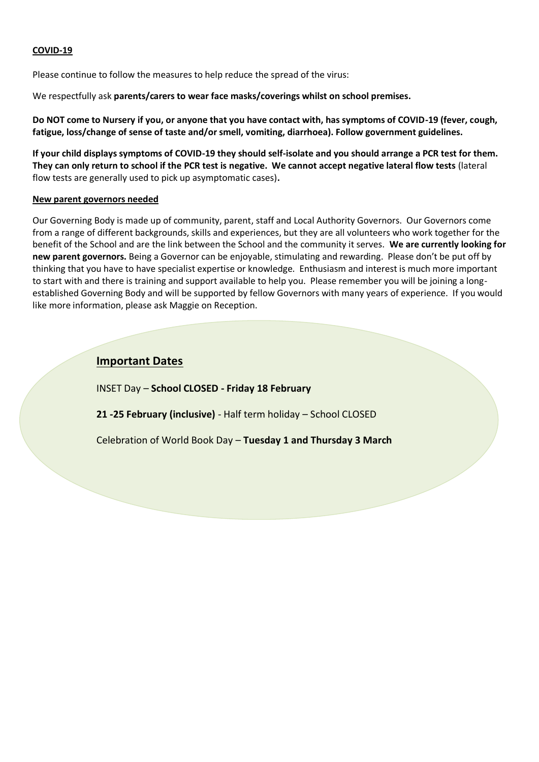## COVID-19

Please continue to follow the measures to help reduce the spread of the virus:

We respectfully ask **parents/carers to wear face masks/coverings whilst on school premises.**

**Do NOT come to Nursery if you, or anyone that you have contact with, has symptoms of COVID-19 (fever, cough, fatigue, loss/change of sense of taste and/or smell, vomiting, diarrhoea). Follow government guidelines.**

**If your child displays symptoms of COVID-19 they should self-isolate and you should arrange a PCR test for them. They can only return to school if the PCR test is negative. We cannot accept negative lateral flow tests** (lateral flow tests are generally used to pick up asymptomatic cases)**.**

## New parent governors needed

Our Governing Body is made up of community, parent, staff and Local Authority Governors. Our Governors come from a range of different backgrounds, skills and experiences, but they are all volunteers who work together for the benefit of the School and are the link between the School and the community it serves. **We are currently looking for new parent governors.** Being a Governor can be enjoyable, stimulating and rewarding. Please don't be put off by thinking that you have to have specialist expertise or knowledge. Enthusiasm and interest is much more important to start with and there is training and support available to help you. Please remember you will be joining a long-established Governing Body and will be supported by fellow Governors with many years of experience. If you would like more information, please ask Maggie on Reception.

## Important Dates

INSET Day – **School CLOSED - Friday 18 February**

**21 -25 February (inclusive)** - Half term holiday – School CLOSED

Celebration of World Book Day – **Tuesday 1 and Thursday 3 March**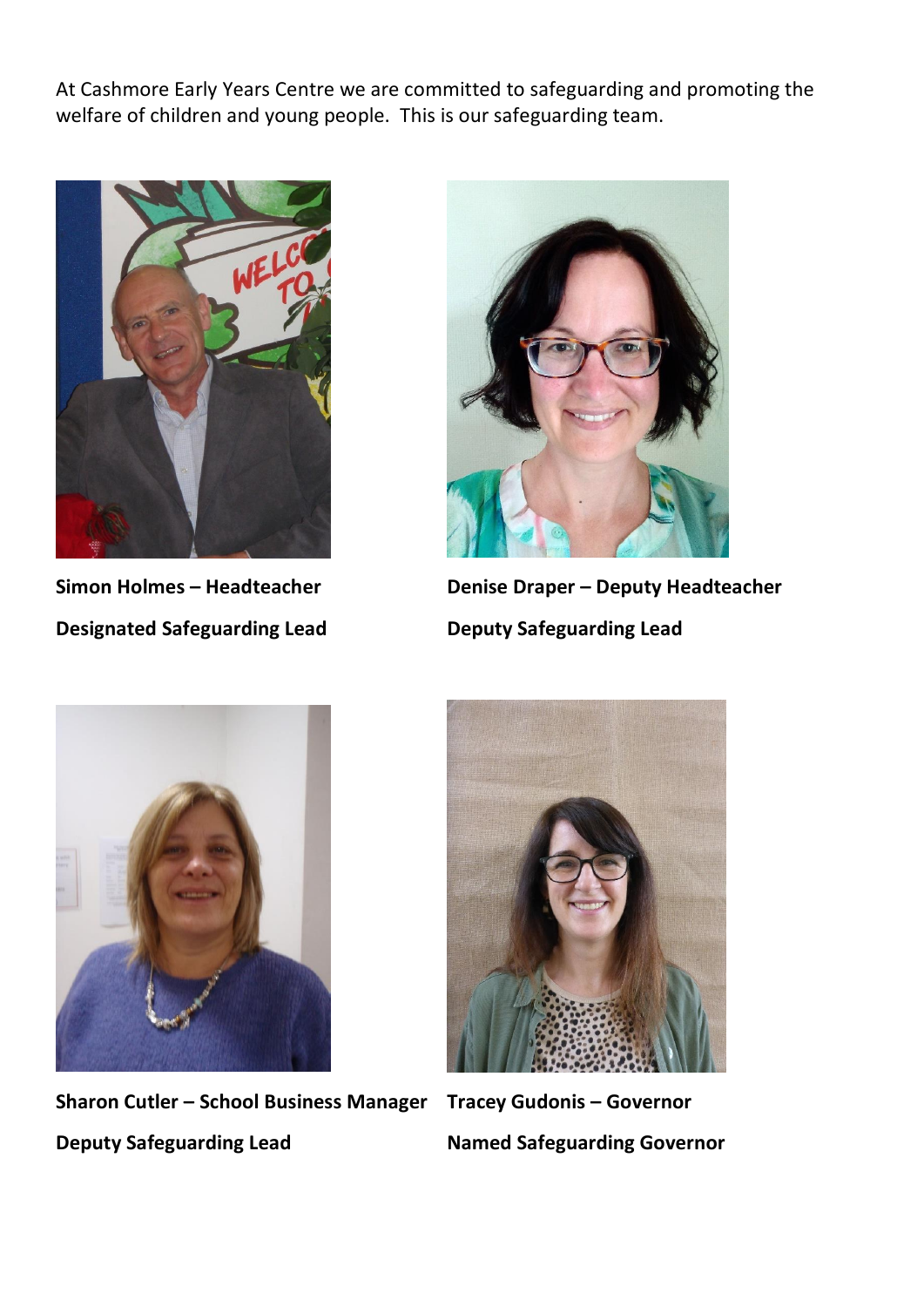At Cashmore Early Years Centre we are committed to safeguarding and promoting the welfare of children and young people. This is our safeguarding team.

**Simon Holmes – Headteacher**

**Designated Safeguarding Lead**

**Denise Draper – Deputy Headteacher**

**Deputy Safeguarding Lead**

**Sharon Cutler – School Business Manager**

**Deputy Safeguarding Lead**

**Tracey Gudonis – Governor**

**Named Safeguarding Governor**